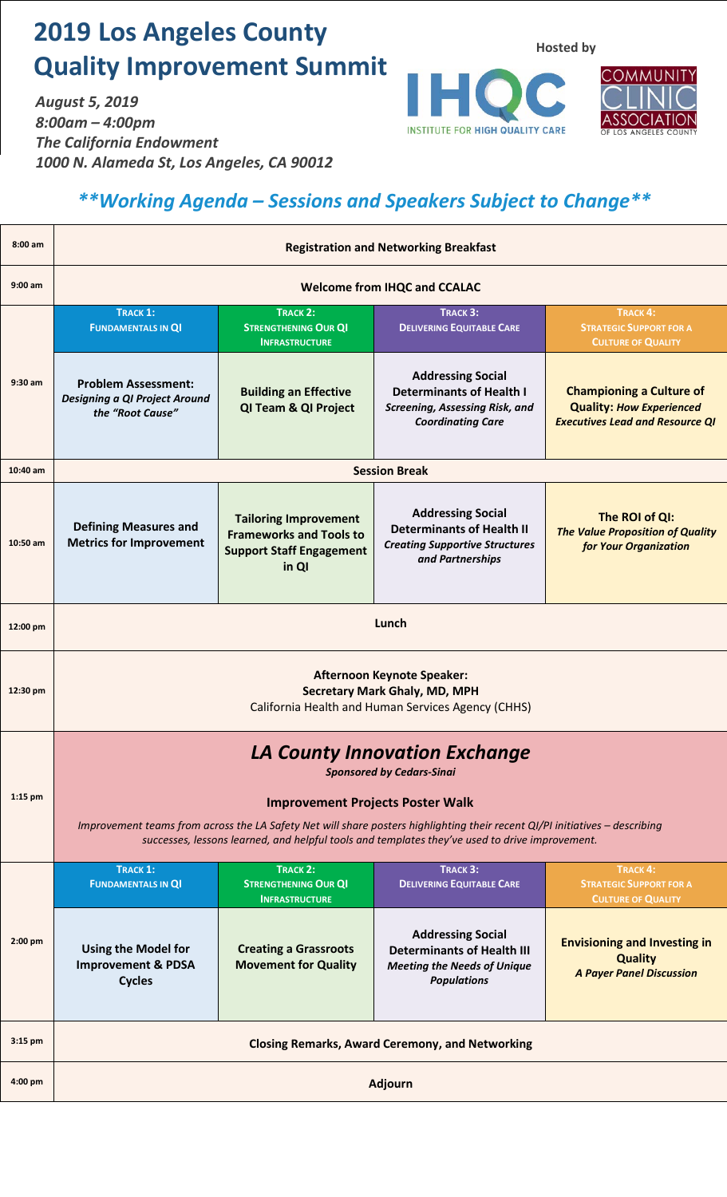# 2019 Los Angeles County Quality Improvement Summit

*August 5, 2019*
*8:00am – 4:00pm*
*The California Endowment*
*1000 N. Alameda St, Los Angeles, CA 90012*

Hosted by

IHQC – INSTITUTE FOR HIGH QUALITY CARE

COMMUNITY CLINIC ASSOCIATION OF LOS ANGELES COUNTY

## ***\*\*Working Agenda – Sessions and Speakers Subject to Change\*\****

| Time | | | | |
|---|---|---|---|---|
| 8:00 am | **Registration and Networking Breakfast** | | | |
| 9:00 am | **Welcome from IHQC and CCALAC** | | | |
| | **TRACK 1: FUNDAMENTALS IN QI** | **TRACK 2: STRENGTHENING OUR QI INFRASTRUCTURE** | **TRACK 3: DELIVERING EQUITABLE CARE** | **TRACK 4: STRATEGIC SUPPORT FOR A CULTURE OF QUALITY** |
| 9:30 am | **Problem Assessment:** ***Designing a QI Project Around the "Root Cause"*** | **Building an Effective QI Team & QI Project** | **Addressing Social Determinants of Health I** ***Screening, Assessing Risk, and Coordinating Care*** | **Championing a Culture of Quality:** ***How Experienced Executives Lead and Resource QI*** |
| 10:40 am | **Session Break** | | | |
| 10:50 am | **Defining Measures and Metrics for Improvement** | **Tailoring Improvement Frameworks and Tools to Support Staff Engagement in QI** | **Addressing Social Determinants of Health II** ***Creating Supportive Structures and Partnerships*** | **The ROI of QI:** ***The Value Proposition of Quality for Your Organization*** |
| 12:00 pm | **Lunch** | | | |
| 12:30 pm | **Afternoon Keynote Speaker:** **Secretary Mark Ghaly, MD, MPH** California Health and Human Services Agency (CHHS) | | | |
| 1:15 pm | ***LA County Innovation Exchange*** ***Sponsored by Cedars-Sinai*** **Improvement Projects Poster Walk** *Improvement teams from across the LA Safety Net will share posters highlighting their recent QI/PI initiatives – describing successes, lessons learned, and helpful tools and templates they've used to drive improvement.* | | | |
| | **TRACK 1: FUNDAMENTALS IN QI** | **TRACK 2: STRENGTHENING OUR QI INFRASTRUCTURE** | **TRACK 3: DELIVERING EQUITABLE CARE** | **TRACK 4: STRATEGIC SUPPORT FOR A CULTURE OF QUALITY** |
| 2:00 pm | **Using the Model for Improvement & PDSA Cycles** | **Creating a Grassroots Movement for Quality** | **Addressing Social Determinants of Health III** ***Meeting the Needs of Unique Populations*** | **Envisioning and Investing in Quality** ***A Payer Panel Discussion*** |
| 3:15 pm | **Closing Remarks, Award Ceremony, and Networking** | | | |
| 4:00 pm | **Adjourn** | | | |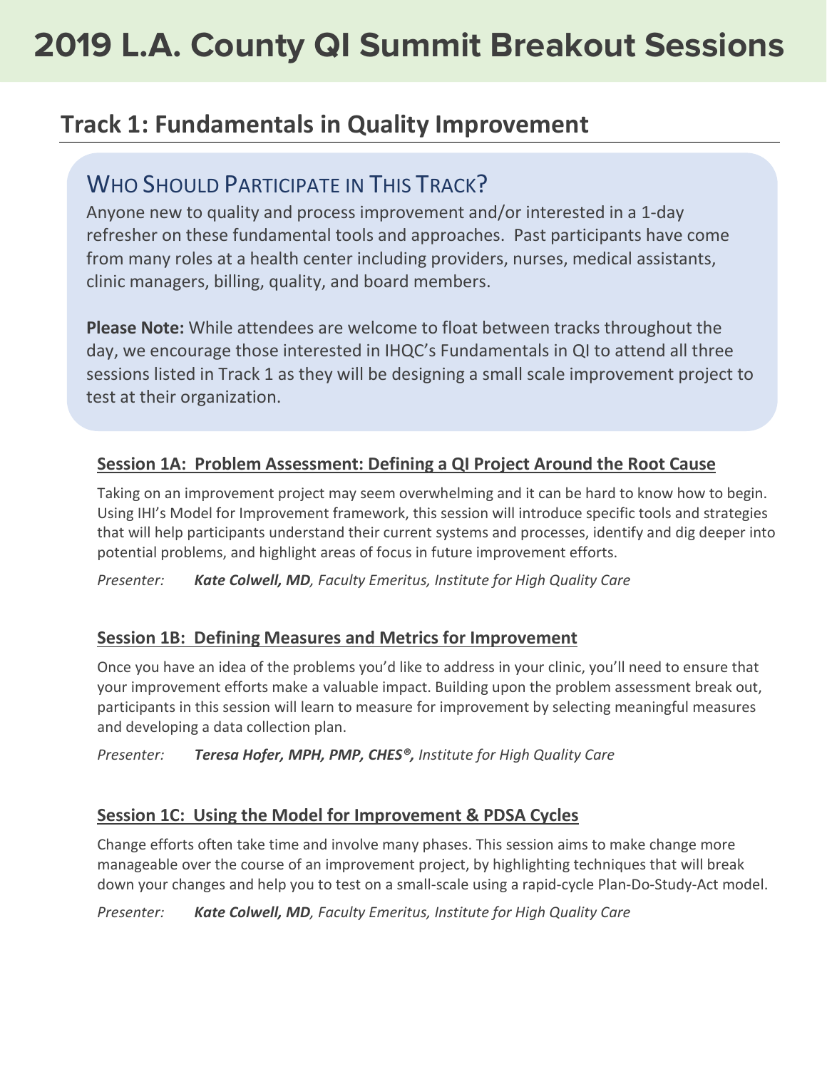# 2019 L.A. County QI Summit Breakout Sessions

## Track 1: Fundamentals in Quality Improvement

### Who Should Participate in This Track?

Anyone new to quality and process improvement and/or interested in a 1-day refresher on these fundamental tools and approaches. Past participants have come from many roles at a health center including providers, nurses, medical assistants, clinic managers, billing, quality, and board members.

**Please Note:** While attendees are welcome to float between tracks throughout the day, we encourage those interested in IHQC's Fundamentals in QI to attend all three sessions listed in Track 1 as they will be designing a small scale improvement project to test at their organization.

### Session 1A: Problem Assessment: Defining a QI Project Around the Root Cause

Taking on an improvement project may seem overwhelming and it can be hard to know how to begin. Using IHI's Model for Improvement framework, this session will introduce specific tools and strategies that will help participants understand their current systems and processes, identify and dig deeper into potential problems, and highlight areas of focus in future improvement efforts.

*Presenter:* ***Kate Colwell, MD****, Faculty Emeritus, Institute for High Quality Care*

### Session 1B: Defining Measures and Metrics for Improvement

Once you have an idea of the problems you'd like to address in your clinic, you'll need to ensure that your improvement efforts make a valuable impact. Building upon the problem assessment break out, participants in this session will learn to measure for improvement by selecting meaningful measures and developing a data collection plan.

*Presenter:* ***Teresa Hofer, MPH, PMP, CHES®,*** *Institute for High Quality Care*

### Session 1C: Using the Model for Improvement & PDSA Cycles

Change efforts often take time and involve many phases. This session aims to make change more manageable over the course of an improvement project, by highlighting techniques that will break down your changes and help you to test on a small-scale using a rapid-cycle Plan-Do-Study-Act model.

*Presenter:* ***Kate Colwell, MD****, Faculty Emeritus, Institute for High Quality Care*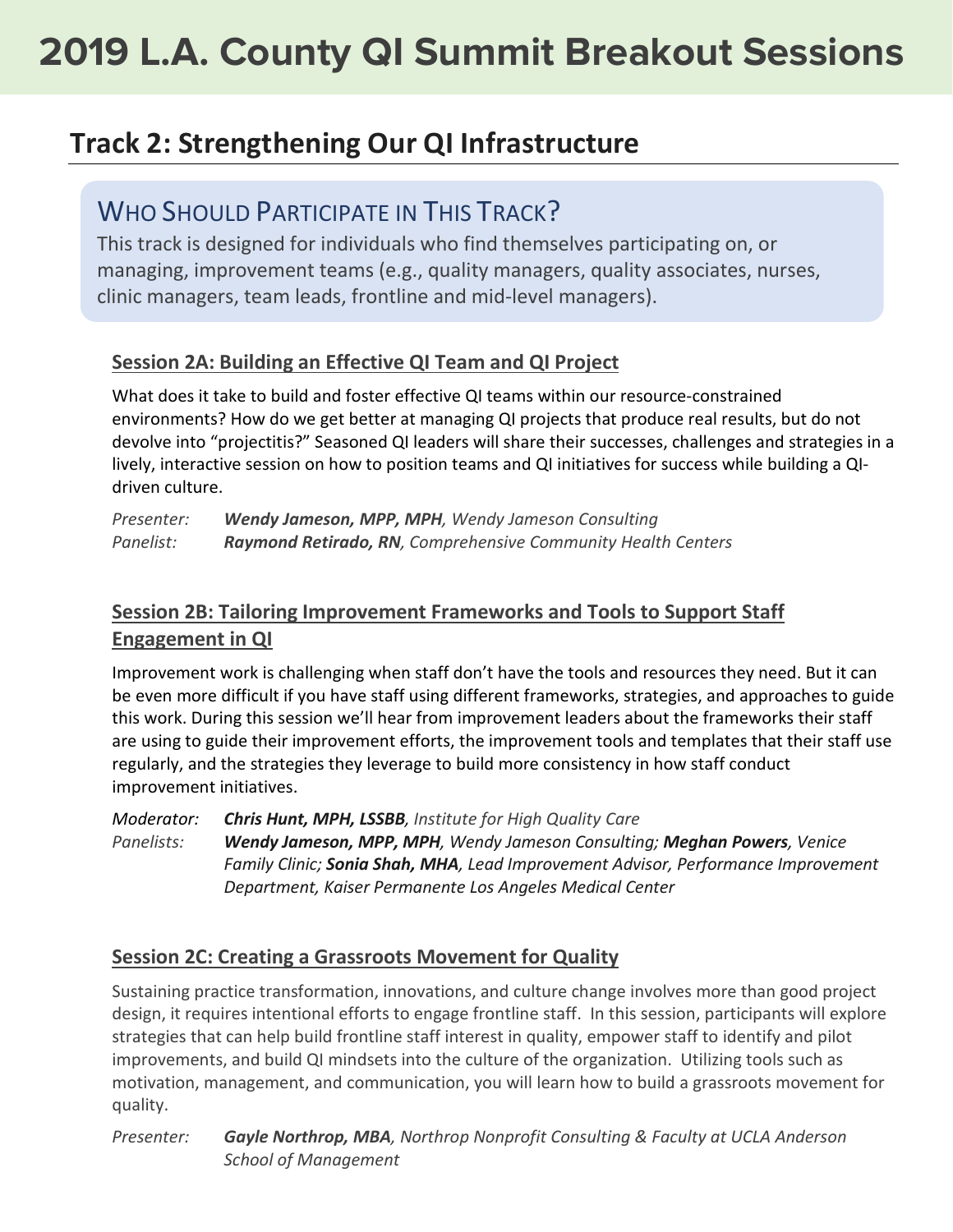# 2019 L.A. County QI Summit Breakout Sessions

## Track 2: Strengthening Our QI Infrastructure

### Who Should Participate in This Track?

This track is designed for individuals who find themselves participating on, or managing, improvement teams (e.g., quality managers, quality associates, nurses, clinic managers, team leads, frontline and mid-level managers).

### Session 2A: Building an Effective QI Team and QI Project

What does it take to build and foster effective QI teams within our resource-constrained environments? How do we get better at managing QI projects that produce real results, but do not devolve into "projectitis?" Seasoned QI leaders will share their successes, challenges and strategies in a lively, interactive session on how to position teams and QI initiatives for success while building a QI-driven culture.

*Presenter:* ***Wendy Jameson, MPP, MPH****, Wendy Jameson Consulting*
*Panelist:* ***Raymond Retirado, RN****, Comprehensive Community Health Centers*

### Session 2B: Tailoring Improvement Frameworks and Tools to Support Staff Engagement in QI

Improvement work is challenging when staff don't have the tools and resources they need. But it can be even more difficult if you have staff using different frameworks, strategies, and approaches to guide this work. During this session we'll hear from improvement leaders about the frameworks their staff are using to guide their improvement efforts, the improvement tools and templates that their staff use regularly, and the strategies they leverage to build more consistency in how staff conduct improvement initiatives.

*Moderator:* ***Chris Hunt, MPH, LSSBB****, Institute for High Quality Care*
*Panelists:* ***Wendy Jameson, MPP, MPH****, Wendy Jameson Consulting;* ***Meghan Powers****, Venice Family Clinic;* ***Sonia Shah, MHA****, Lead Improvement Advisor, Performance Improvement Department, Kaiser Permanente Los Angeles Medical Center*

### Session 2C: Creating a Grassroots Movement for Quality

Sustaining practice transformation, innovations, and culture change involves more than good project design, it requires intentional efforts to engage frontline staff. In this session, participants will explore strategies that can help build frontline staff interest in quality, empower staff to identify and pilot improvements, and build QI mindsets into the culture of the organization. Utilizing tools such as motivation, management, and communication, you will learn how to build a grassroots movement for quality.

*Presenter:* ***Gayle Northrop, MBA****, Northrop Nonprofit Consulting & Faculty at UCLA Anderson School of Management*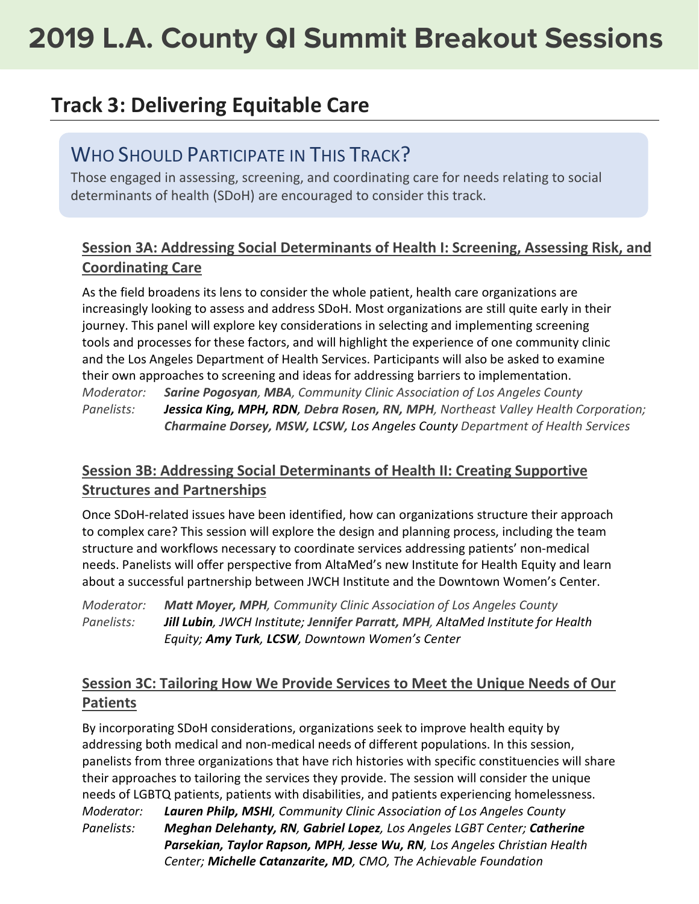# 2019 L.A. County QI Summit Breakout Sessions

## Track 3: Delivering Equitable Care

### Who Should Participate in This Track?

Those engaged in assessing, screening, and coordinating care for needs relating to social determinants of health (SDoH) are encouraged to consider this track.

### Session 3A: Addressing Social Determinants of Health I: Screening, Assessing Risk, and Coordinating Care

As the field broadens its lens to consider the whole patient, health care organizations are increasingly looking to assess and address SDoH. Most organizations are still quite early in their journey. This panel will explore key considerations in selecting and implementing screening tools and processes for these factors, and will highlight the experience of one community clinic and the Los Angeles Department of Health Services. Participants will also be asked to examine their own approaches to screening and ideas for addressing barriers to implementation.

*Moderator:* ***Sarine Pogosyan, MBA****, Community Clinic Association of Los Angeles County*

*Panelists:* ***Jessica King, MPH, RDN****,* ***Debra Rosen, RN, MPH****, Northeast Valley Health Corporation;* ***Charmaine Dorsey, MSW, LCSW,*** *Los Angeles County Department of Health Services*

### Session 3B: Addressing Social Determinants of Health II: Creating Supportive Structures and Partnerships

Once SDoH-related issues have been identified, how can organizations structure their approach to complex care? This session will explore the design and planning process, including the team structure and workflows necessary to coordinate services addressing patients' non-medical needs. Panelists will offer perspective from AltaMed's new Institute for Health Equity and learn about a successful partnership between JWCH Institute and the Downtown Women's Center.

*Moderator:* ***Matt Moyer, MPH****, Community Clinic Association of Los Angeles County*

*Panelists:* ***Jill Lubin****, JWCH Institute;* ***Jennifer Parratt, MPH****, AltaMed Institute for Health Equity;* ***Amy Turk****,* ***LCSW****, Downtown Women's Center*

### Session 3C: Tailoring How We Provide Services to Meet the Unique Needs of Our Patients

By incorporating SDoH considerations, organizations seek to improve health equity by addressing both medical and non-medical needs of different populations. In this session, panelists from three organizations that have rich histories with specific constituencies will share their approaches to tailoring the services they provide. The session will consider the unique needs of LGBTQ patients, patients with disabilities, and patients experiencing homelessness.

*Moderator:* ***Lauren Philp, MSHI****, Community Clinic Association of Los Angeles County*

*Panelists:* ***Meghan Delehanty, RN****,* ***Gabriel Lopez****, Los Angeles LGBT Center;* ***Catherine Parsekian, Taylor Rapson, MPH, Jesse Wu, RN****, Los Angeles Christian Health Center;* ***Michelle Catanzarite, MD****, CMO, The Achievable Foundation*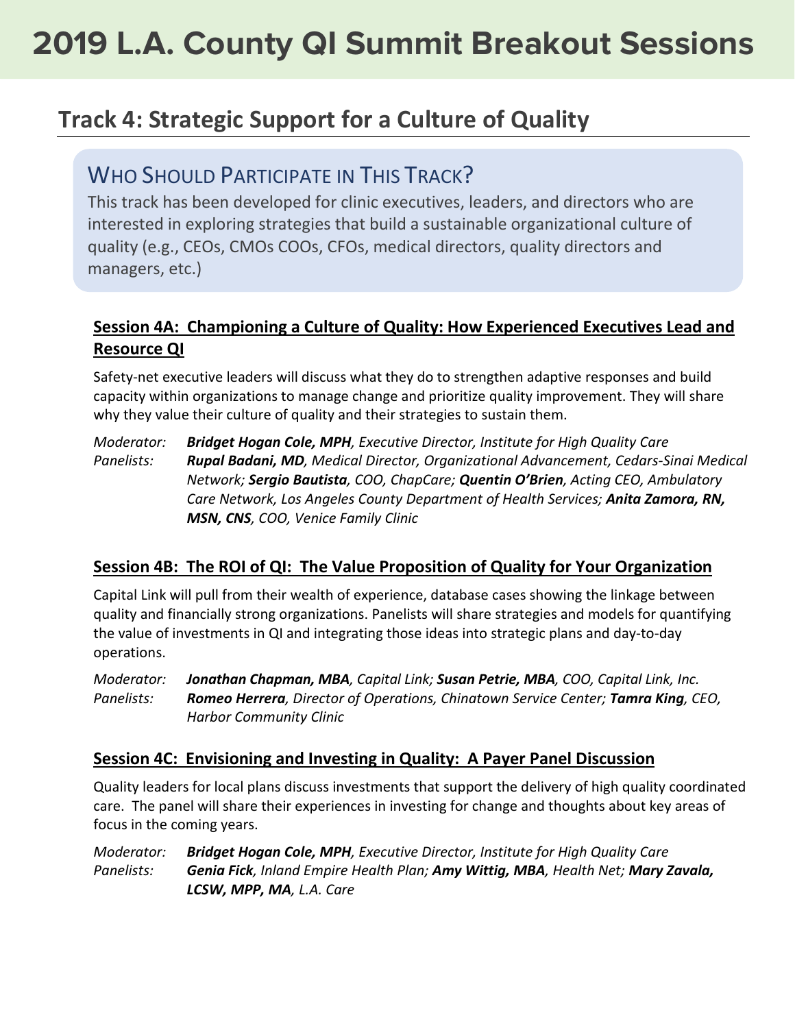# 2019 L.A. County QI Summit Breakout Sessions

## Track 4: Strategic Support for a Culture of Quality

### Who Should Participate in This Track?

This track has been developed for clinic executives, leaders, and directors who are interested in exploring strategies that build a sustainable organizational culture of quality (e.g., CEOs, CMOs COOs, CFOs, medical directors, quality directors and managers, etc.)

### Session 4A: Championing a Culture of Quality: How Experienced Executives Lead and Resource QI

Safety-net executive leaders will discuss what they do to strengthen adaptive responses and build capacity within organizations to manage change and prioritize quality improvement. They will share why they value their culture of quality and their strategies to sustain them.

*Moderator:* ***Bridget Hogan Cole, MPH****, Executive Director, Institute for High Quality Care*

*Panelists:* ***Rupal Badani, MD****, Medical Director, Organizational Advancement, Cedars-Sinai Medical Network;* ***Sergio Bautista****, COO, ChapCare;* ***Quentin O'Brien****, Acting CEO, Ambulatory Care Network, Los Angeles County Department of Health Services;* ***Anita Zamora, RN, MSN, CNS****, COO, Venice Family Clinic*

### Session 4B: The ROI of QI: The Value Proposition of Quality for Your Organization

Capital Link will pull from their wealth of experience, database cases showing the linkage between quality and financially strong organizations. Panelists will share strategies and models for quantifying the value of investments in QI and integrating those ideas into strategic plans and day-to-day operations.

*Moderator:* ***Jonathan Chapman, MBA****, Capital Link;* ***Susan Petrie, MBA****, COO, Capital Link, Inc.*

*Panelists:* ***Romeo Herrera****, Director of Operations, Chinatown Service Center;* ***Tamra King****, CEO, Harbor Community Clinic*

### Session 4C: Envisioning and Investing in Quality: A Payer Panel Discussion

Quality leaders for local plans discuss investments that support the delivery of high quality coordinated care. The panel will share their experiences in investing for change and thoughts about key areas of focus in the coming years.

*Moderator:* ***Bridget Hogan Cole, MPH****, Executive Director, Institute for High Quality Care*

*Panelists:* ***Genia Fick****, Inland Empire Health Plan;* ***Amy Wittig, MBA****, Health Net;* ***Mary Zavala, LCSW, MPP, MA****, L.A. Care*